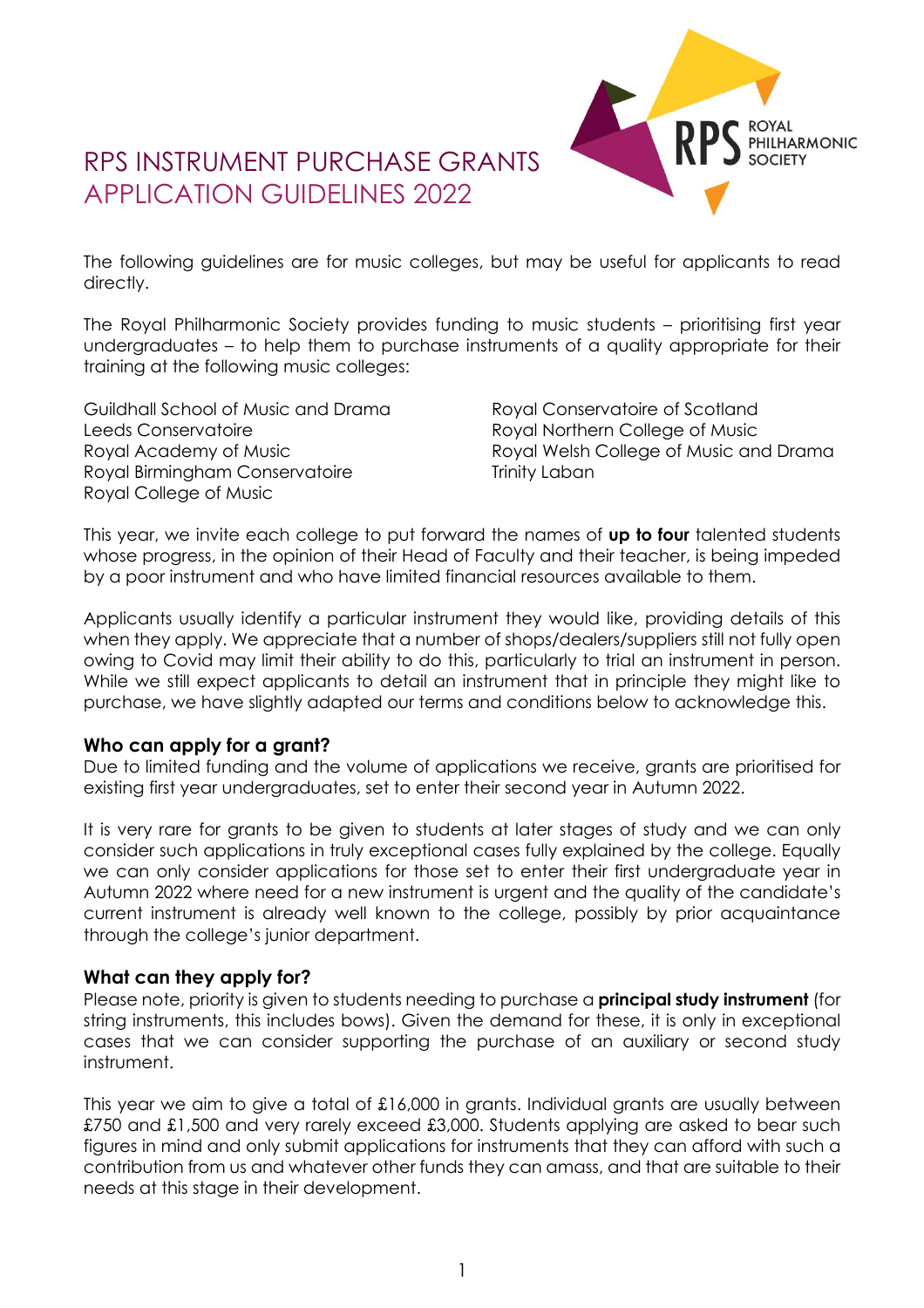# RPS INSTRUMENT PURCHASE GRANTS APPLICATION GUIDELINES 2022

The following guidelines are for music colleges, but may be useful for applicants to read directly.

The Royal Philharmonic Society provides funding to music students – prioritising first year undergraduates – to help them to purchase instruments of a quality appropriate for their training at the following music colleges:

- Guildhall School of Music and Drama
- Leeds Conservatoire
- Royal Academy of Music
- Royal Birmingham Conservatoire
- Royal College of Music
- Royal Conservatoire of Scotland
- Royal Northern College of Music
- Royal Welsh College of Music and Drama
- Trinity Laban

This year, we invite each college to put forward the names of **up to four** talented students whose progress, in the opinion of their Head of Faculty and their teacher, is being impeded by a poor instrument and who have limited financial resources available to them.

Applicants usually identify a particular instrument they would like, providing details of this when they apply. We appreciate that a number of shops/dealers/suppliers still not fully open owing to Covid may limit their ability to do this, particularly to trial an instrument in person. While we still expect applicants to detail an instrument that in principle they might like to purchase, we have slightly adapted our terms and conditions below to acknowledge this.

## Who can apply for a grant?

Due to limited funding and the volume of applications we receive, grants are prioritised for existing first year undergraduates, set to enter their second year in Autumn 2022.

It is very rare for grants to be given to students at later stages of study and we can only consider such applications in truly exceptional cases fully explained by the college. Equally we can only consider applications for those set to enter their first undergraduate year in Autumn 2022 where need for a new instrument is urgent and the quality of the candidate's current instrument is already well known to the college, possibly by prior acquaintance through the college's junior department.

## What can they apply for?

Please note, priority is given to students needing to purchase a **principal study instrument** (for string instruments, this includes bows). Given the demand for these, it is only in exceptional cases that we can consider supporting the purchase of an auxiliary or second study instrument.

This year we aim to give a total of £16,000 in grants. Individual grants are usually between £750 and £1,500 and very rarely exceed £3,000. Students applying are asked to bear such figures in mind and only submit applications for instruments that they can afford with such a contribution from us and whatever other funds they can amass, and that are suitable to their needs at this stage in their development.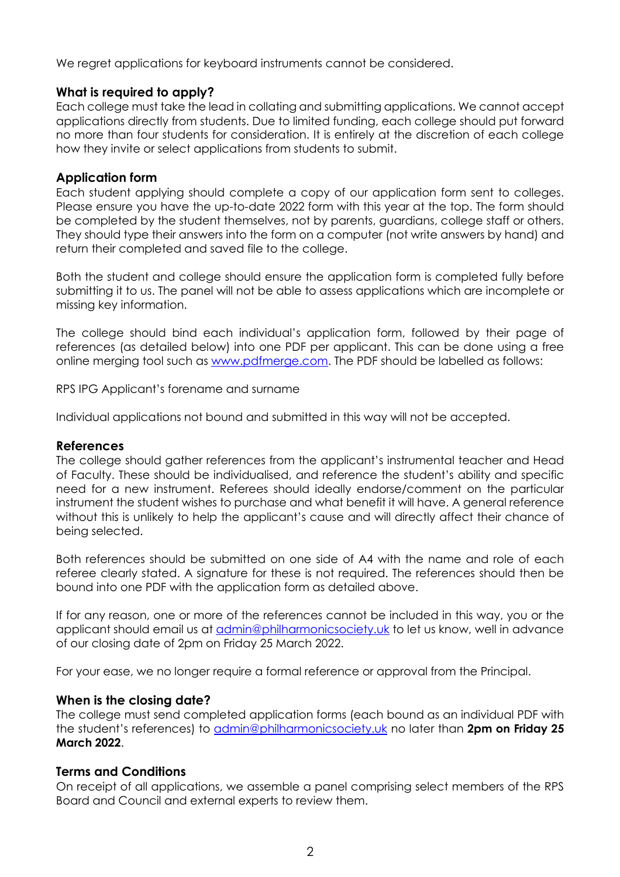We regret applications for keyboard instruments cannot be considered.

### What is required to apply?

Each college must take the lead in collating and submitting applications. We cannot accept applications directly from students. Due to limited funding, each college should put forward no more than four students for consideration. It is entirely at the discretion of each college how they invite or select applications from students to submit.

### Application form

Each student applying should complete a copy of our application form sent to colleges. Please ensure you have the up-to-date 2022 form with this year at the top. The form should be completed by the student themselves, not by parents, guardians, college staff or others. They should type their answers into the form on a computer (not write answers by hand) and return their completed and saved file to the college.

Both the student and college should ensure the application form is completed fully before submitting it to us. The panel will not be able to assess applications which are incomplete or missing key information.

The college should bind each individual's application form, followed by their page of references (as detailed below) into one PDF per applicant. This can be done using a free online merging tool such as [www.pdfmerge.com](http://www.pdfmerge.com). The PDF should be labelled as follows:

RPS IPG Applicant's forename and surname

Individual applications not bound and submitted in this way will not be accepted.

### References

The college should gather references from the applicant's instrumental teacher and Head of Faculty. These should be individualised, and reference the student's ability and specific need for a new instrument. Referees should ideally endorse/comment on the particular instrument the student wishes to purchase and what benefit it will have. A general reference without this is unlikely to help the applicant's cause and will directly affect their chance of being selected.

Both references should be submitted on one side of A4 with the name and role of each referee clearly stated. A signature for these is not required. The references should then be bound into one PDF with the application form as detailed above.

If for any reason, one or more of the references cannot be included in this way, you or the applicant should email us at [admin@philharmonicsociety.uk](mailto:admin@philharmonicsociety.uk) to let us know, well in advance of our closing date of 2pm on Friday 25 March 2022.

For your ease, we no longer require a formal reference or approval from the Principal.

### When is the closing date?

The college must send completed application forms (each bound as an individual PDF with the student's references) to [admin@philharmonicsociety.uk](mailto:admin@philharmonicsociety.uk) no later than **2pm on Friday 25 March 2022**.

### Terms and Conditions

On receipt of all applications, we assemble a panel comprising select members of the RPS Board and Council and external experts to review them.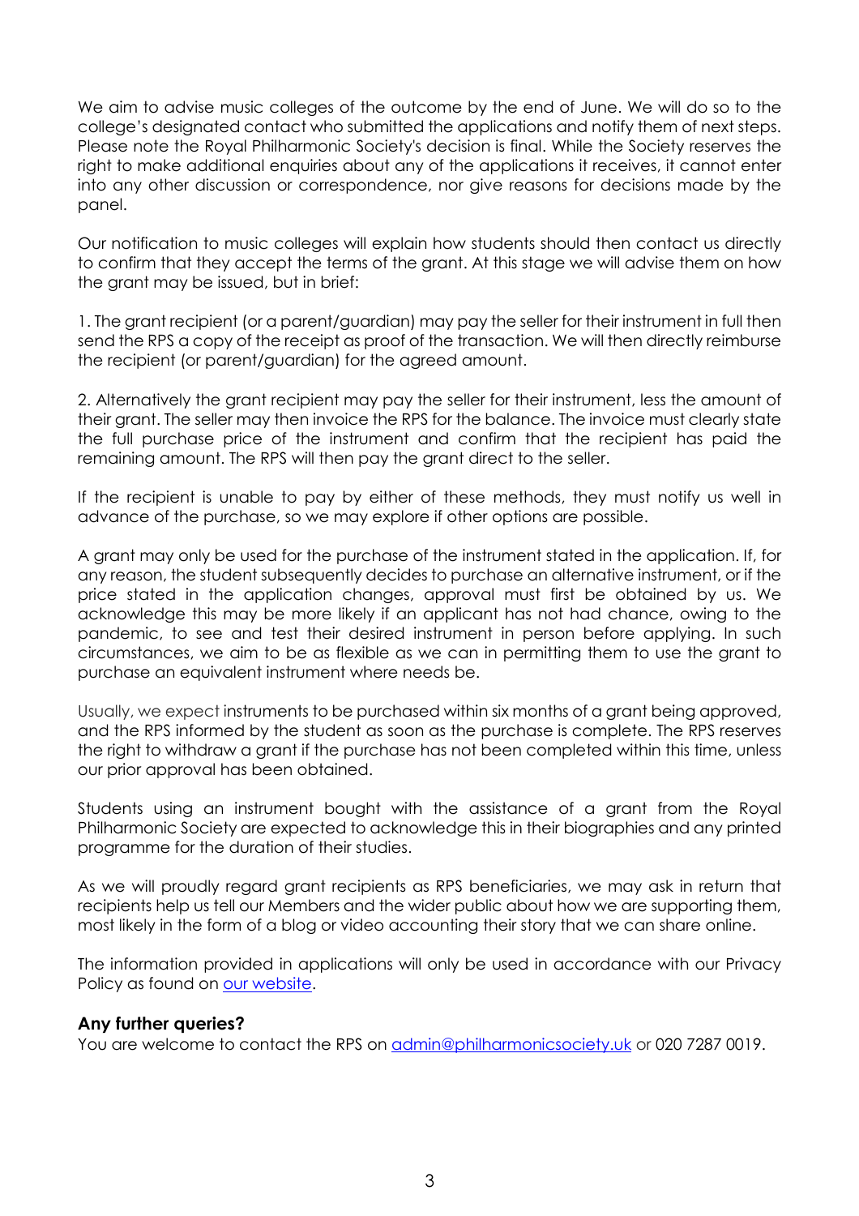We aim to advise music colleges of the outcome by the end of June. We will do so to the college's designated contact who submitted the applications and notify them of next steps. Please note the Royal Philharmonic Society's decision is final. While the Society reserves the right to make additional enquiries about any of the applications it receives, it cannot enter into any other discussion or correspondence, nor give reasons for decisions made by the panel.

Our notification to music colleges will explain how students should then contact us directly to confirm that they accept the terms of the grant. At this stage we will advise them on how the grant may be issued, but in brief:

1. The grant recipient (or a parent/guardian) may pay the seller for their instrument in full then send the RPS a copy of the receipt as proof of the transaction. We will then directly reimburse the recipient (or parent/guardian) for the agreed amount.

2. Alternatively the grant recipient may pay the seller for their instrument, less the amount of their grant. The seller may then invoice the RPS for the balance. The invoice must clearly state the full purchase price of the instrument and confirm that the recipient has paid the remaining amount. The RPS will then pay the grant direct to the seller.

If the recipient is unable to pay by either of these methods, they must notify us well in advance of the purchase, so we may explore if other options are possible.

A grant may only be used for the purchase of the instrument stated in the application. If, for any reason, the student subsequently decides to purchase an alternative instrument, or if the price stated in the application changes, approval must first be obtained by us. We acknowledge this may be more likely if an applicant has not had chance, owing to the pandemic, to see and test their desired instrument in person before applying. In such circumstances, we aim to be as flexible as we can in permitting them to use the grant to purchase an equivalent instrument where needs be.

Usually, we expect instruments to be purchased within six months of a grant being approved, and the RPS informed by the student as soon as the purchase is complete. The RPS reserves the right to withdraw a grant if the purchase has not been completed within this time, unless our prior approval has been obtained.

Students using an instrument bought with the assistance of a grant from the Royal Philharmonic Society are expected to acknowledge this in their biographies and any printed programme for the duration of their studies.

As we will proudly regard grant recipients as RPS beneficiaries, we may ask in return that recipients help us tell our Members and the wider public about how we are supporting them, most likely in the form of a blog or video accounting their story that we can share online.

The information provided in applications will only be used in accordance with our Privacy Policy as found on [our website](our website).

### Any further queries?

You are welcome to contact the RPS on [admin@philharmonicsociety.uk](mailto:admin@philharmonicsociety.uk) or 020 7287 0019.